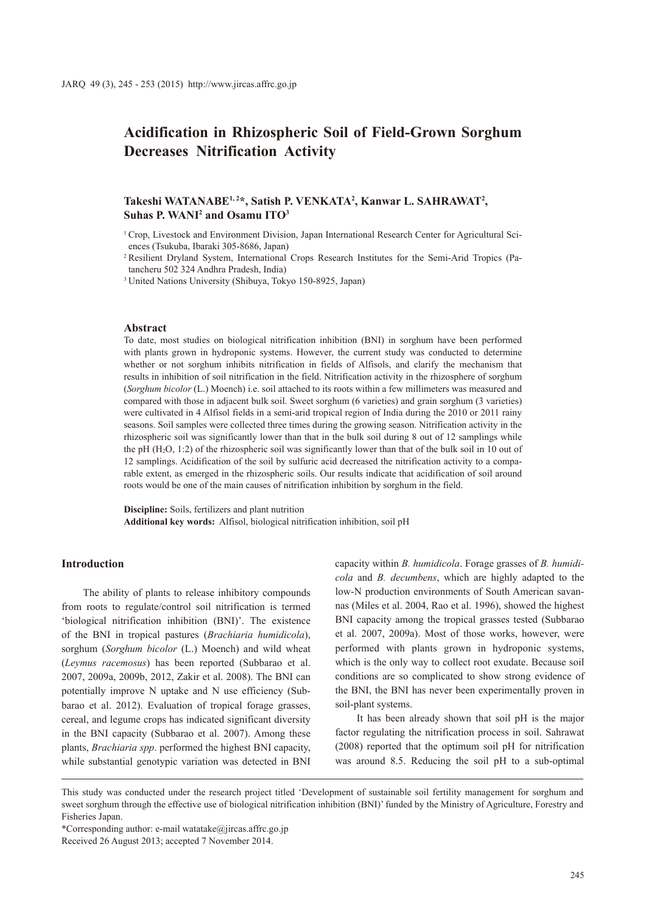# Acidification in Rhizospheric Soil of Field-Grown Sorghum Decreases Nitrification Activity

**Takeshi WATANABE[1,2]*, Satish P. VENKATA[2], Kanwar L. SAHRAWAT[2], Suhas P. WANI[2] and Osamu ITO[3]**

[1] Crop, Livestock and Environment Division, Japan International Research Center for Agricultural Sciences (Tsukuba, Ibaraki 305-8686, Japan)

[2] Resilient Dryland System, International Crops Research Institutes for the Semi-Arid Tropics (Patancheru 502 324 Andhra Pradesh, India)

[3] United Nations University (Shibuya, Tokyo 150-8925, Japan)

### Abstract

To date, most studies on biological nitrification inhibition (BNI) in sorghum have been performed with plants grown in hydroponic systems. However, the current study was conducted to determine whether or not sorghum inhibits nitrification in fields of Alfisols, and clarify the mechanism that results in inhibition of soil nitrification in the field. Nitrification activity in the rhizosphere of sorghum (*Sorghum bicolor* (L.) Moench) i.e. soil attached to its roots within a few millimeters was measured and compared with those in adjacent bulk soil. Sweet sorghum (6 varieties) and grain sorghum (3 varieties) were cultivated in 4 Alfisol fields in a semi-arid tropical region of India during the 2010 or 2011 rainy seasons. Soil samples were collected three times during the growing season. Nitrification activity in the rhizospheric soil was significantly lower than that in the bulk soil during 8 out of 12 samplings while the pH ($H_2O$, 1:2) of the rhizospheric soil was significantly lower than that of the bulk soil in 10 out of 12 samplings. Acidification of the soil by sulfuric acid decreased the nitrification activity to a comparable extent, as emerged in the rhizospheric soils. Our results indicate that acidification of soil around roots would be one of the main causes of nitrification inhibition by sorghum in the field.

**Discipline:** Soils, fertilizers and plant nutrition
**Additional key words:** Alfisol, biological nitrification inhibition, soil pH

## Introduction

The ability of plants to release inhibitory compounds from roots to regulate/control soil nitrification is termed 'biological nitrification inhibition (BNI)'. The existence of the BNI in tropical pastures (*Brachiaria humidicola*), sorghum (*Sorghum bicolor* (L.) Moench) and wild wheat (*Leymus racemosus*) has been reported (Subbarao et al. 2007, 2009a, 2009b, 2012, Zakir et al. 2008). The BNI can potentially improve N uptake and N use efficiency (Subbarao et al. 2012). Evaluation of tropical forage grasses, cereal, and legume crops has indicated significant diversity in the BNI capacity (Subbarao et al. 2007). Among these plants, *Brachiaria spp*. performed the highest BNI capacity, while substantial genotypic variation was detected in BNI capacity within *B. humidicola*. Forage grasses of *B. humidicola* and *B. decumbens*, which are highly adapted to the low-N production environments of South American savannas (Miles et al. 2004, Rao et al. 1996), showed the highest BNI capacity among the tropical grasses tested (Subbarao et al. 2007, 2009a). Most of those works, however, were performed with plants grown in hydroponic systems, which is the only way to collect root exudate. Because soil conditions are so complicated to show strong evidence of the BNI, the BNI has never been experimentally proven in soil-plant systems.

It has been already shown that soil pH is the major factor regulating the nitrification process in soil. Sahrawat (2008) reported that the optimum soil pH for nitrification was around 8.5. Reducing the soil pH to a sub-optimal

---

This study was conducted under the research project titled 'Development of sustainable soil fertility management for sorghum and sweet sorghum through the effective use of biological nitrification inhibition (BNI)' funded by the Ministry of Agriculture, Forestry and Fisheries Japan.

*Corresponding author: e-mail watatake@jircas.affrc.go.jp

Received 26 August 2013; accepted 7 November 2014.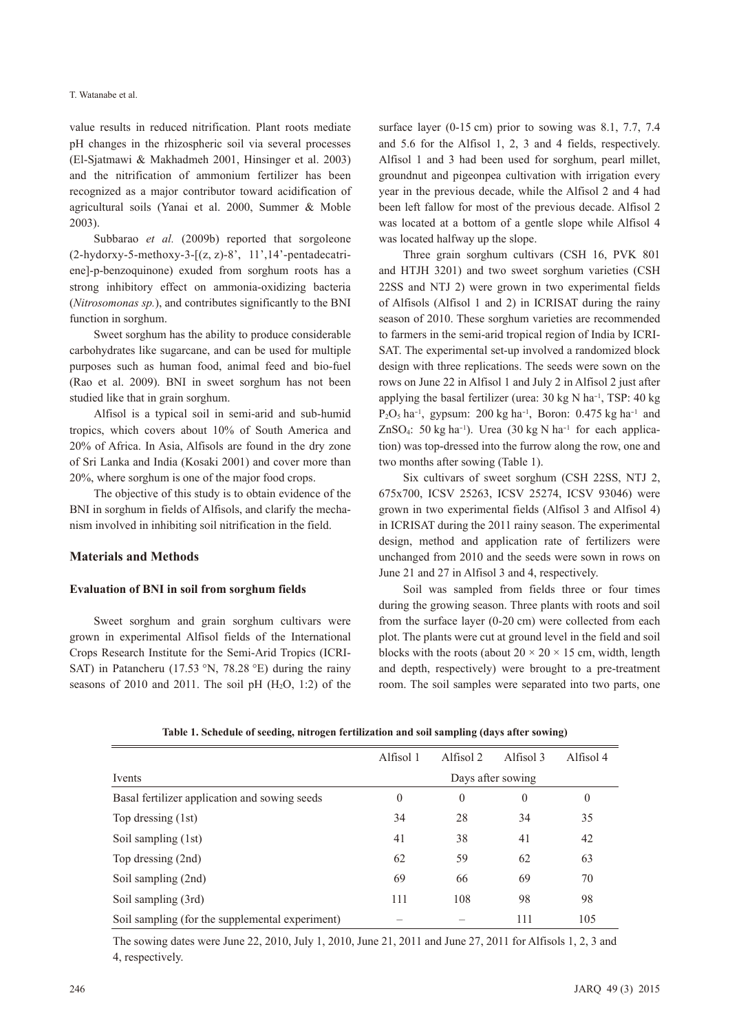value results in reduced nitrification. Plant roots mediate pH changes in the rhizospheric soil via several processes (El-Sjatmawi & Makhadmeh 2001, Hinsinger et al. 2003) and the nitrification of ammonium fertilizer has been recognized as a major contributor toward acidification of agricultural soils (Yanai et al. 2000, Summer & Moble 2003).

Subbarao *et al.* (2009b) reported that sorgoleone (2-hydorxy-5-methoxy-3-[(z, z)-8', 11',14'-pentadecatriene]-p-benzoquinone) exuded from sorghum roots has a strong inhibitory effect on ammonia-oxidizing bacteria (*Nitrosomonas sp.*), and contributes significantly to the BNI function in sorghum.

Sweet sorghum has the ability to produce considerable carbohydrates like sugarcane, and can be used for multiple purposes such as human food, animal feed and bio-fuel (Rao et al. 2009). BNI in sweet sorghum has not been studied like that in grain sorghum.

Alfisol is a typical soil in semi-arid and sub-humid tropics, which covers about 10% of South America and 20% of Africa. In Asia, Alfisols are found in the dry zone of Sri Lanka and India (Kosaki 2001) and cover more than 20%, where sorghum is one of the major food crops.

The objective of this study is to obtain evidence of the BNI in sorghum in fields of Alfisols, and clarify the mechanism involved in inhibiting soil nitrification in the field.

## Materials and Methods

### Evaluation of BNI in soil from sorghum fields

Sweet sorghum and grain sorghum cultivars were grown in experimental Alfisol fields of the International Crops Research Institute for the Semi-Arid Tropics (ICRISAT) in Patancheru (17.53 °N, 78.28 °E) during the rainy seasons of 2010 and 2011. The soil pH ($H_2O$, 1:2) of the surface layer (0-15 cm) prior to sowing was 8.1, 7.7, 7.4 and 5.6 for the Alfisol 1, 2, 3 and 4 fields, respectively. Alfisol 1 and 3 had been used for sorghum, pearl millet, groundnut and pigeonpea cultivation with irrigation every year in the previous decade, while the Alfisol 2 and 4 had been left fallow for most of the previous decade. Alfisol 2 was located at a bottom of a gentle slope while Alfisol 4 was located halfway up the slope.

Three grain sorghum cultivars (CSH 16, PVK 801 and HTJH 3201) and two sweet sorghum varieties (CSH 22SS and NTJ 2) were grown in two experimental fields of Alfisols (Alfisol 1 and 2) in ICRISAT during the rainy season of 2010. These sorghum varieties are recommended to farmers in the semi-arid tropical region of India by ICRISAT. The experimental set-up involved a randomized block design with three replications. The seeds were sown on the rows on June 22 in Alfisol 1 and July 2 in Alfisol 2 just after applying the basal fertilizer (urea: 30 kg N $ha^{-1}$, TSP: 40 kg $P_2O_5$ $ha^{-1}$, gypsum: 200 kg $ha^{-1}$, Boron: 0.475 kg $ha^{-1}$ and $ZnSO_4$: 50 kg $ha^{-1}$). Urea (30 kg N $ha^{-1}$ for each application) was top-dressed into the furrow along the row, one and two months after sowing (Table 1).

Six cultivars of sweet sorghum (CSH 22SS, NTJ 2, 675x700, ICSV 25263, ICSV 25274, ICSV 93046) were grown in two experimental fields (Alfisol 3 and Alfisol 4) in ICRISAT during the 2011 rainy season. The experimental design, method and application rate of fertilizers were unchanged from 2010 and the seeds were sown in rows on June 21 and 27 in Alfisol 3 and 4, respectively.

Soil was sampled from fields three or four times during the growing season. Three plants with roots and soil from the surface layer (0-20 cm) were collected from each plot. The plants were cut at ground level in the field and soil blocks with the roots (about 20 × 20 × 15 cm, width, length and depth, respectively) were brought to a pre-treatment room. The soil samples were separated into two parts, one

**Table 1. Schedule of seeding, nitrogen fertilization and soil sampling (days after sowing)**

| Ivents | Alfisol 1 | Alfisol 2 | Alfisol 3 | Alfisol 4 |
|---|---|---|---|---|
| | Days after sowing | | | |
| Basal fertilizer application and sowing seeds | 0 | 0 | 0 | 0 |
| Top dressing (1st) | 34 | 28 | 34 | 35 |
| Soil sampling (1st) | 41 | 38 | 41 | 42 |
| Top dressing (2nd) | 62 | 59 | 62 | 63 |
| Soil sampling (2nd) | 69 | 66 | 69 | 70 |
| Soil sampling (3rd) | 111 | 108 | 98 | 98 |
| Soil sampling (for the supplemental experiment) | – | – | 111 | 105 |

The sowing dates were June 22, 2010, July 1, 2010, June 21, 2011 and June 27, 2011 for Alfisols 1, 2, 3 and 4, respectively.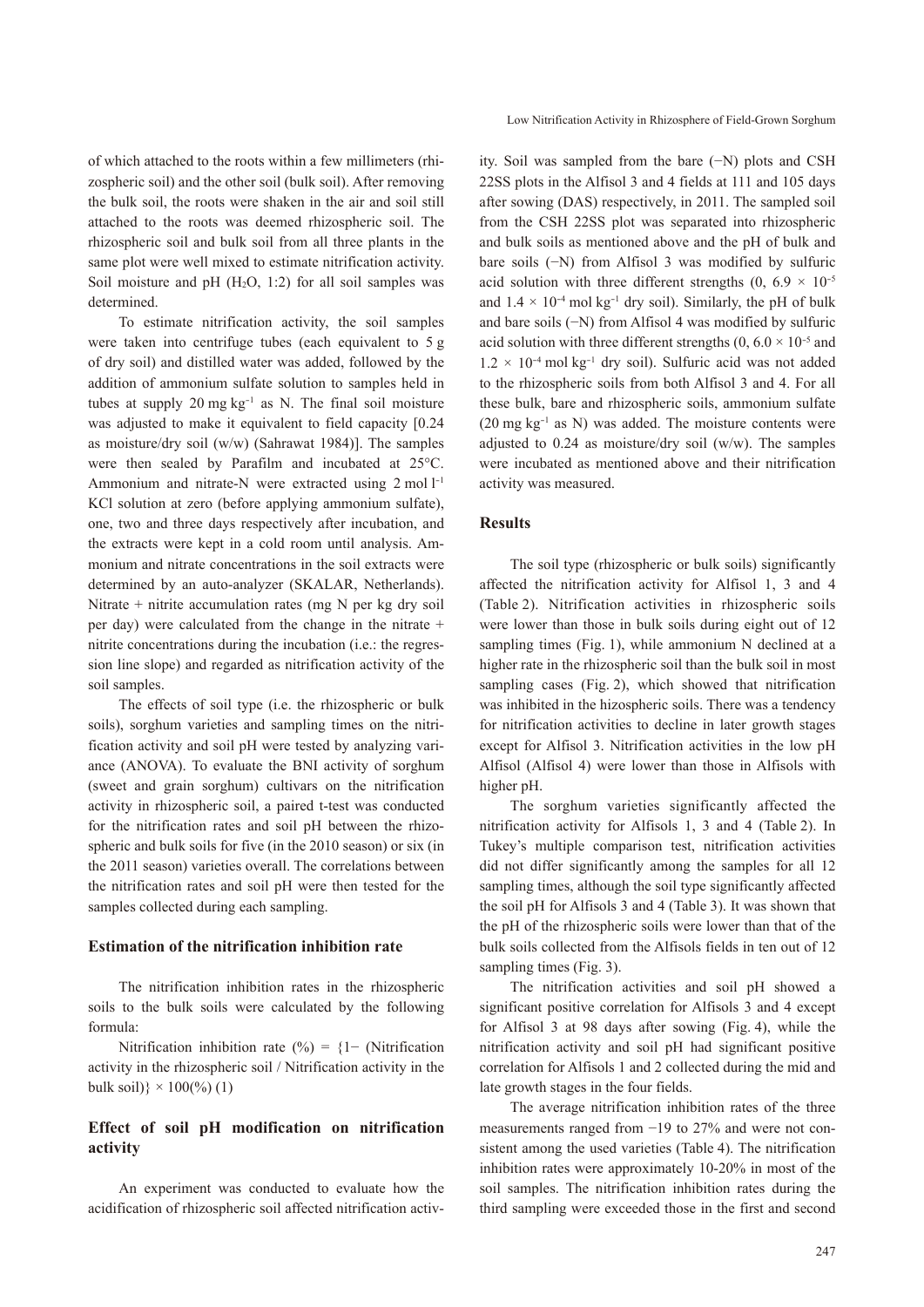of which attached to the roots within a few millimeters (rhizospheric soil) and the other soil (bulk soil). After removing the bulk soil, the roots were shaken in the air and soil still attached to the roots was deemed rhizospheric soil. The rhizospheric soil and bulk soil from all three plants in the same plot were well mixed to estimate nitrification activity. Soil moisture and pH ($H_2O$, 1:2) for all soil samples was determined.

To estimate nitrification activity, the soil samples were taken into centrifuge tubes (each equivalent to 5 g of dry soil) and distilled water was added, followed by the addition of ammonium sulfate solution to samples held in tubes at supply 20 mg $kg^{-1}$ as N. The final soil moisture was adjusted to make it equivalent to field capacity [0.24 as moisture/dry soil (w/w) (Sahrawat 1984)]. The samples were then sealed by Parafilm and incubated at 25°C. Ammonium and nitrate-N were extracted using 2 mol $l^{-1}$ KCl solution at zero (before applying ammonium sulfate), one, two and three days respectively after incubation, and the extracts were kept in a cold room until analysis. Ammonium and nitrate concentrations in the soil extracts were determined by an auto-analyzer (SKALAR, Netherlands). Nitrate + nitrite accumulation rates (mg N per kg dry soil per day) were calculated from the change in the nitrate + nitrite concentrations during the incubation (i.e.: the regression line slope) and regarded as nitrification activity of the soil samples.

The effects of soil type (i.e. the rhizospheric or bulk soils), sorghum varieties and sampling times on the nitrification activity and soil pH were tested by analyzing variance (ANOVA). To evaluate the BNI activity of sorghum (sweet and grain sorghum) cultivars on the nitrification activity in rhizospheric soil, a paired t-test was conducted for the nitrification rates and soil pH between the rhizospheric and bulk soils for five (in the 2010 season) or six (in the 2011 season) varieties overall. The correlations between the nitrification rates and soil pH were then tested for the samples collected during each sampling.

### Estimation of the nitrification inhibition rate

The nitrification inhibition rates in the rhizospheric soils to the bulk soils were calculated by the following formula:

Nitrification inhibition rate (%) = {1− (Nitrification activity in the rhizospheric soil / Nitrification activity in the bulk soil)} × 100(%) (1)

### Effect of soil pH modification on nitrification activity

An experiment was conducted to evaluate how the acidification of rhizospheric soil affected nitrification activity. Soil was sampled from the bare (−N) plots and CSH 22SS plots in the Alfisol 3 and 4 fields at 111 and 105 days after sowing (DAS) respectively, in 2011. The sampled soil from the CSH 22SS plot was separated into rhizospheric and bulk soils as mentioned above and the pH of bulk and bare soils (−N) from Alfisol 3 was modified by sulfuric acid solution with three different strengths (0, $6.9 \times 10^{-5}$ and $1.4 \times 10^{-4}$ mol $kg^{-1}$ dry soil). Similarly, the pH of bulk and bare soils (−N) from Alfisol 4 was modified by sulfuric acid solution with three different strengths (0, $6.0 \times 10^{-5}$ and $1.2 \times 10^{-4}$ mol $kg^{-1}$ dry soil). Sulfuric acid was not added to the rhizospheric soils from both Alfisol 3 and 4. For all these bulk, bare and rhizospheric soils, ammonium sulfate (20 mg $kg^{-1}$ as N) was added. The moisture contents were adjusted to 0.24 as moisture/dry soil (w/w). The samples were incubated as mentioned above and their nitrification activity was measured.

## Results

The soil type (rhizospheric or bulk soils) significantly affected the nitrification activity for Alfisol 1, 3 and 4 (Table 2). Nitrification activities in rhizospheric soils were lower than those in bulk soils during eight out of 12 sampling times (Fig. 1), while ammonium N declined at a higher rate in the rhizospheric soil than the bulk soil in most sampling cases (Fig. 2), which showed that nitrification was inhibited in the hizospheric soils. There was a tendency for nitrification activities to decline in later growth stages except for Alfisol 3. Nitrification activities in the low pH Alfisol (Alfisol 4) were lower than those in Alfisols with higher pH.

The sorghum varieties significantly affected the nitrification activity for Alfisols 1, 3 and 4 (Table 2). In Tukey's multiple comparison test, nitrification activities did not differ significantly among the samples for all 12 sampling times, although the soil type significantly affected the soil pH for Alfisols 3 and 4 (Table 3). It was shown that the pH of the rhizospheric soils were lower than that of the bulk soils collected from the Alfisols fields in ten out of 12 sampling times (Fig. 3).

The nitrification activities and soil pH showed a significant positive correlation for Alfisols 3 and 4 except for Alfisol 3 at 98 days after sowing (Fig. 4), while the nitrification activity and soil pH had significant positive correlation for Alfisols 1 and 2 collected during the mid and late growth stages in the four fields.

The average nitrification inhibition rates of the three measurements ranged from −19 to 27% and were not consistent among the used varieties (Table 4). The nitrification inhibition rates were approximately 10-20% in most of the soil samples. The nitrification inhibition rates during the third sampling were exceeded those in the first and second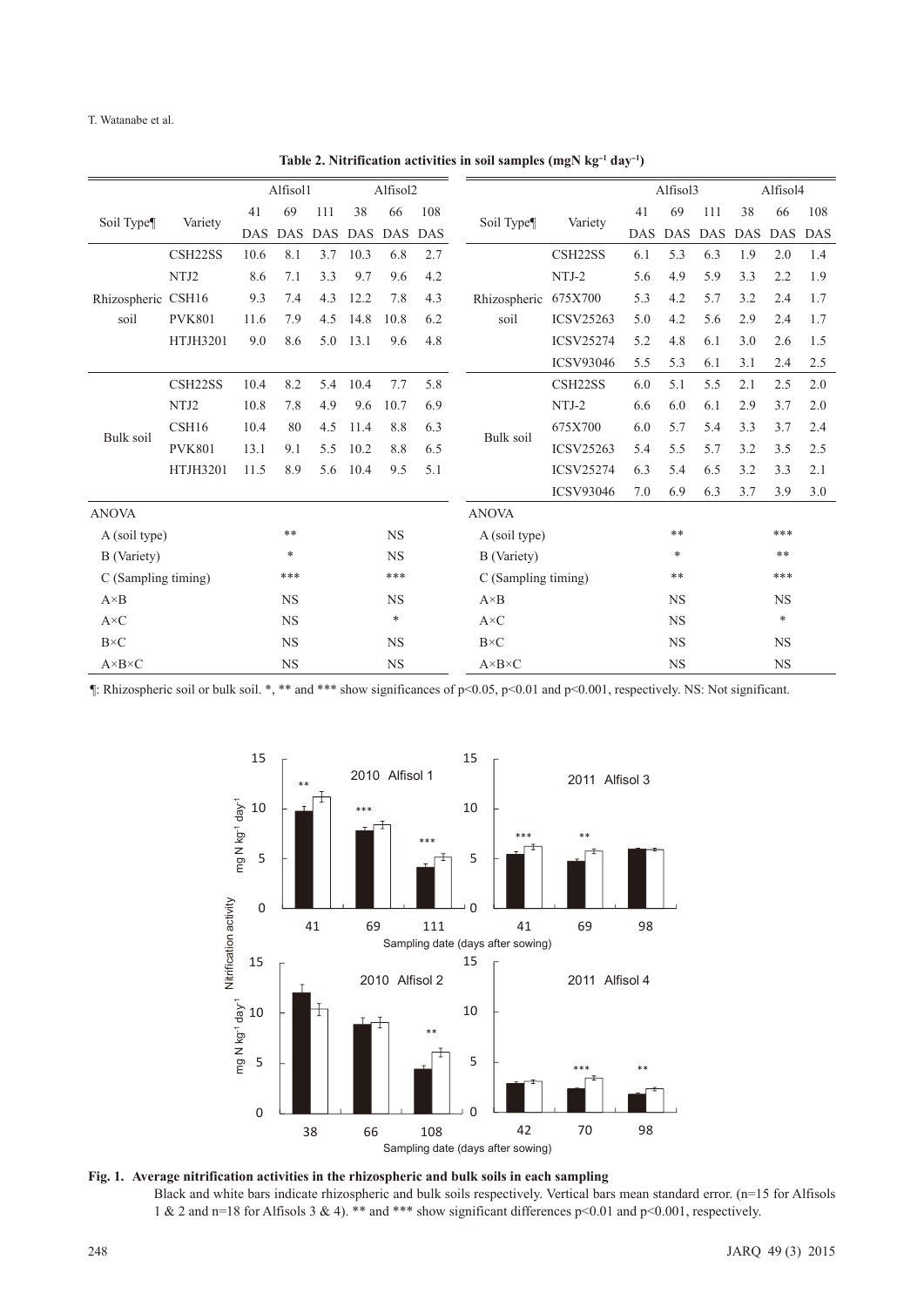**Table 2. Nitrification activities in soil samples (mgN kg$^{-1}$ day$^{-1}$)**

| Soil Type¶ | Variety | Alfisol1 41 DAS | Alfisol1 69 DAS | Alfisol1 111 DAS | Alfisol2 38 DAS | Alfisol2 66 DAS | Alfisol2 108 DAS |
|---|---|---|---|---|---|---|---|
| Rhizospheric soil | CSH22SS | 10.6 | 8.1 | 3.7 | 10.3 | 6.8 | 2.7 |
| | NTJ2 | 8.6 | 7.1 | 3.3 | 9.7 | 9.6 | 4.2 |
| | CSH16 | 9.3 | 7.4 | 4.3 | 12.2 | 7.8 | 4.3 |
| | PVK801 | 11.6 | 7.9 | 4.5 | 14.8 | 10.8 | 6.2 |
| | HTJH3201 | 9.0 | 8.6 | 5.0 | 13.1 | 9.6 | 4.8 |
| Bulk soil | CSH22SS | 10.4 | 8.2 | 5.4 | 10.4 | 7.7 | 5.8 |
| | NTJ2 | 10.8 | 7.8 | 4.9 | 9.6 | 10.7 | 6.9 |
| | CSH16 | 10.4 | 80 | 4.5 | 11.4 | 8.8 | 6.3 |
| | PVK801 | 13.1 | 9.1 | 5.5 | 10.2 | 8.8 | 6.5 |
| | HTJH3201 | 11.5 | 8.9 | 5.6 | 10.4 | 9.5 | 5.1 |
| ANOVA | | | | | | | |
| A (soil type) | | | ** | | | NS | |
| B (Variety) | | | * | | | NS | |
| C (Sampling timing) | | | *** | | | *** | |
| A×B | | | NS | | | NS | |
| A×C | | | NS | | | * | |
| B×C | | | NS | | | NS | |
| A×B×C | | | NS | | | NS | |

| Soil Type¶ | Variety | Alfisol3 41 DAS | Alfisol3 69 DAS | Alfisol3 111 DAS | Alfisol4 38 DAS | Alfisol4 66 DAS | Alfisol4 108 DAS |
|---|---|---|---|---|---|---|---|
| Rhizospheric soil | CSH22SS | 6.1 | 5.3 | 6.3 | 1.9 | 2.0 | 1.4 |
| | NTJ-2 | 5.6 | 4.9 | 5.9 | 3.3 | 2.2 | 1.9 |
| | 675X700 | 5.3 | 4.2 | 5.7 | 3.2 | 2.4 | 1.7 |
| | ICSV25263 | 5.0 | 4.2 | 5.6 | 2.9 | 2.4 | 1.7 |
| | ICSV25274 | 5.2 | 4.8 | 6.1 | 3.0 | 2.6 | 1.5 |
| | ICSV93046 | 5.5 | 5.3 | 6.1 | 3.1 | 2.4 | 2.5 |
| Bulk soil | CSH22SS | 6.0 | 5.1 | 5.5 | 2.1 | 2.5 | 2.0 |
| | NTJ-2 | 6.6 | 6.0 | 6.1 | 2.9 | 3.7 | 2.0 |
| | 675X700 | 6.0 | 5.7 | 5.4 | 3.3 | 3.7 | 2.4 |
| | ICSV25263 | 5.4 | 5.5 | 5.7 | 3.2 | 3.5 | 2.5 |
| | ICSV25274 | 6.3 | 5.4 | 6.5 | 3.2 | 3.3 | 2.1 |
| | ICSV93046 | 7.0 | 6.9 | 6.3 | 3.7 | 3.9 | 3.0 |
| ANOVA | | | | | | | |
| A (soil type) | | | ** | | | *** | |
| B (Variety) | | | * | | | ** | |
| C (Sampling timing) | | | ** | | | *** | |
| A×B | | | NS | | | NS | |
| A×C | | | NS | | | * | |
| B×C | | | NS | | | NS | |
| A×B×C | | | NS | | | NS | |

¶: Rhizospheric soil or bulk soil. *, ** and *** show significances of $p<0.05$, $p<0.01$ and $p<0.001$, respectively. NS: Not significant.

**Fig. 1. Average nitrification activities in the rhizospheric and bulk soils in each sampling**

Black and white bars indicate rhizospheric and bulk soils respectively. Vertical bars mean standard error. (n=15 for Alfisols 1 & 2 and n=18 for Alfisols 3 & 4). ** and *** show significant differences $p<0.01$ and $p<0.001$, respectively.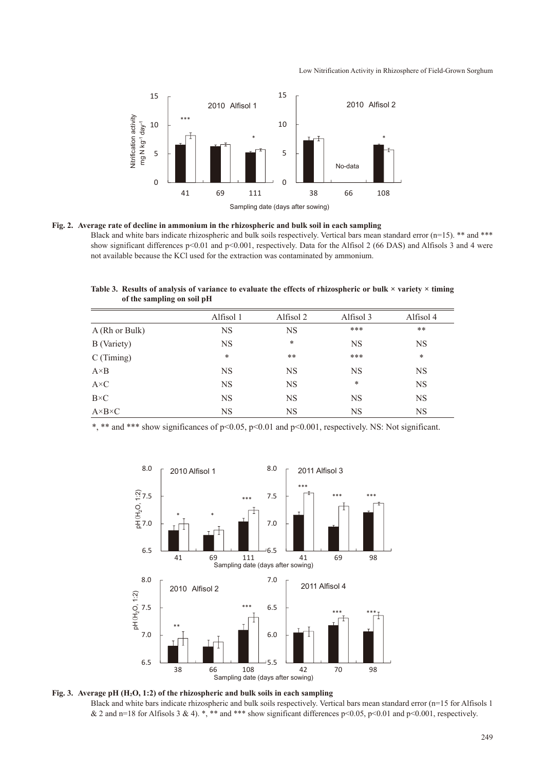**Fig. 2. Average rate of decline in ammonium in the rhizospheric and bulk soil in each sampling**

Black and white bars indicate rhizospheric and bulk soils respectively. Vertical bars mean standard error (n=15). ** and *** show significant differences p<0.01 and p<0.001, respectively. Data for the Alfisol 2 (66 DAS) and Alfisols 3 and 4 were not available because the KCl used for the extraction was contaminated by ammonium.

**Table 3. Results of analysis of variance to evaluate the effects of rhizospheric or bulk × variety × timing of the sampling on soil pH**

| | Alfisol 1 | Alfisol 2 | Alfisol 3 | Alfisol 4 |
|---|---|---|---|---|
| A (Rh or Bulk) | NS | NS | *** | ** |
| B (Variety) | NS | * | NS | NS |
| C (Timing) | * | ** | *** | * |
| A×B | NS | NS | NS | NS |
| A×C | NS | NS | * | NS |
| B×C | NS | NS | NS | NS |
| A×B×C | NS | NS | NS | NS |

*, ** and *** show significances of p<0.05, p<0.01 and p<0.001, respectively. NS: Not significant.

**Fig. 3. Average pH ($H_2O$, 1:2) of the rhizospheric and bulk soils in each sampling**

Black and white bars indicate rhizospheric and bulk soils respectively. Vertical bars mean standard error (n=15 for Alfisols 1 & 2 and n=18 for Alfisols 3 & 4). *, ** and *** show significant differences p<0.05, p<0.01 and p<0.001, respectively.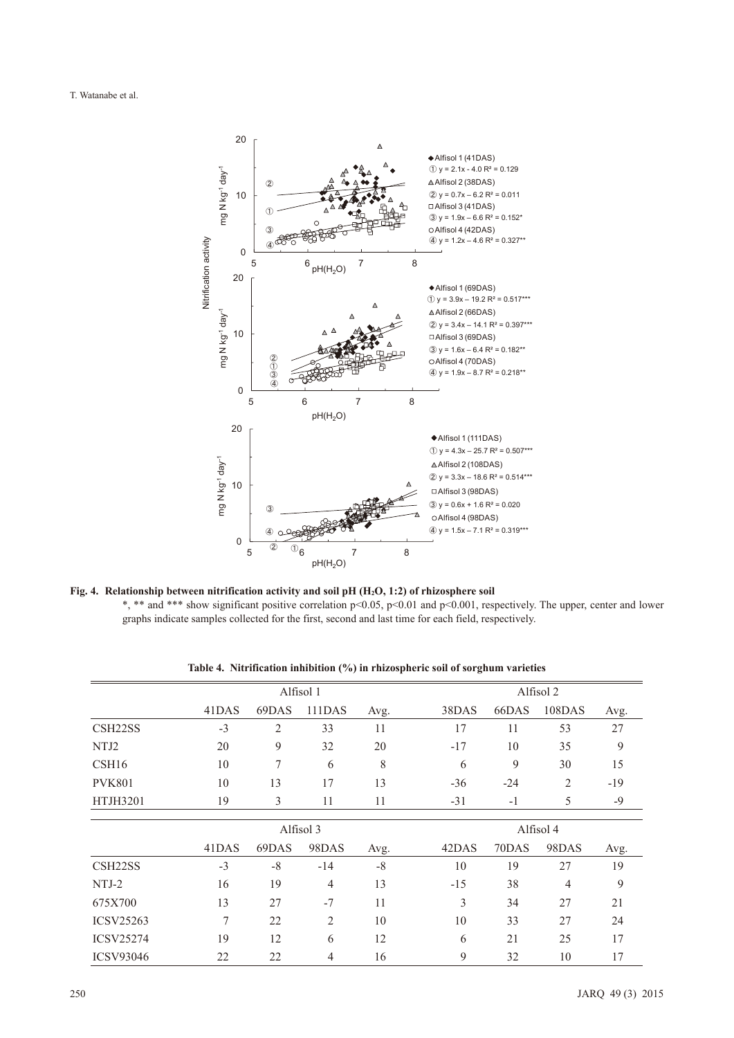**Fig. 4. Relationship between nitrification activity and soil pH ($H_2O$, 1:2) of rhizosphere soil**

*, ** and *** show significant positive correlation $p<0.05$, $p<0.01$ and $p<0.001$, respectively. The upper, center and lower graphs indicate samples collected for the first, second and last time for each field, respectively.

**Table 4. Nitrification inhibition (%) in rhizospheric soil of sorghum varieties**

| | Alfisol 1 | | | | Alfisol 2 | | | |
|---|---|---|---|---|---|---|---|---|
| | 41DAS | 69DAS | 111DAS | Avg. | 38DAS | 66DAS | 108DAS | Avg. |
| CSH22SS | -3 | 2 | 33 | 11 | 17 | 11 | 53 | 27 |
| NTJ2 | 20 | 9 | 32 | 20 | -17 | 10 | 35 | 9 |
| CSH16 | 10 | 7 | 6 | 8 | 6 | 9 | 30 | 15 |
| PVK801 | 10 | 13 | 17 | 13 | -36 | -24 | 2 | -19 |
| HTJH3201 | 19 | 3 | 11 | 11 | -31 | -1 | 5 | -9 |

| | Alfisol 3 | | | | Alfisol 4 | | | |
|---|---|---|---|---|---|---|---|---|
| | 41DAS | 69DAS | 98DAS | Avg. | 42DAS | 70DAS | 98DAS | Avg. |
| CSH22SS | -3 | -8 | -14 | -8 | 10 | 19 | 27 | 19 |
| NTJ-2 | 16 | 19 | 4 | 13 | -15 | 38 | 4 | 9 |
| 675X700 | 13 | 27 | -7 | 11 | 3 | 34 | 27 | 21 |
| ICSV25263 | 7 | 22 | 2 | 10 | 10 | 33 | 27 | 24 |
| ICSV25274 | 19 | 12 | 6 | 12 | 6 | 21 | 25 | 17 |
| ICSV93046 | 22 | 22 | 4 | 16 | 9 | 32 | 10 | 17 |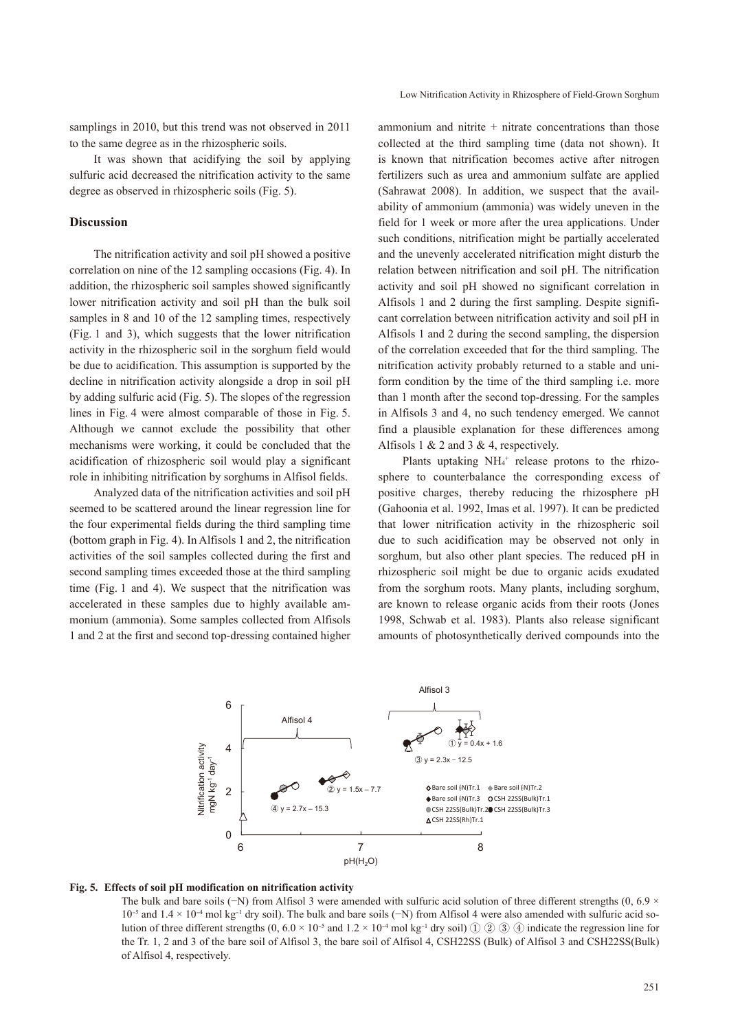samplings in 2010, but this trend was not observed in 2011 to the same degree as in the rhizospheric soils.

It was shown that acidifying the soil by applying sulfuric acid decreased the nitrification activity to the same degree as observed in rhizospheric soils (Fig. 5).

## Discussion

The nitrification activity and soil pH showed a positive correlation on nine of the 12 sampling occasions (Fig. 4). In addition, the rhizospheric soil samples showed significantly lower nitrification activity and soil pH than the bulk soil samples in 8 and 10 of the 12 sampling times, respectively (Fig. 1 and 3), which suggests that the lower nitrification activity in the rhizospheric soil in the sorghum field would be due to acidification. This assumption is supported by the decline in nitrification activity alongside a drop in soil pH by adding sulfuric acid (Fig. 5). The slopes of the regression lines in Fig. 4 were almost comparable of those in Fig. 5. Although we cannot exclude the possibility that other mechanisms were working, it could be concluded that the acidification of rhizospheric soil would play a significant role in inhibiting nitrification by sorghums in Alfisol fields.

Analyzed data of the nitrification activities and soil pH seemed to be scattered around the linear regression line for the four experimental fields during the third sampling time (bottom graph in Fig. 4). In Alfisols 1 and 2, the nitrification activities of the soil samples collected during the first and second sampling times exceeded those at the third sampling time (Fig. 1 and 4). We suspect that the nitrification was accelerated in these samples due to highly available ammonium (ammonia). Some samples collected from Alfisols 1 and 2 at the first and second top-dressing contained higher ammonium and nitrite + nitrate concentrations than those collected at the third sampling time (data not shown). It is known that nitrification becomes active after nitrogen fertilizers such as urea and ammonium sulfate are applied (Sahrawat 2008). In addition, we suspect that the availability of ammonium (ammonia) was widely uneven in the field for 1 week or more after the urea applications. Under such conditions, nitrification might be partially accelerated and the unevenly accelerated nitrification might disturb the relation between nitrification and soil pH. The nitrification activity and soil pH showed no significant correlation in Alfisols 1 and 2 during the first sampling. Despite significant correlation between nitrification activity and soil pH in Alfisols 1 and 2 during the second sampling, the dispersion of the correlation exceeded that for the third sampling. The nitrification activity probably returned to a stable and uniform condition by the time of the third sampling i.e. more than 1 month after the second top-dressing. For the samples in Alfisols 3 and 4, no such tendency emerged. We cannot find a plausible explanation for these differences among Alfisols 1 & 2 and 3 & 4, respectively.

Plants uptaking $NH_4^+$ release protons to the rhizosphere to counterbalance the corresponding excess of positive charges, thereby reducing the rhizosphere pH (Gahoonia et al. 1992, Imas et al. 1997). It can be predicted that lower nitrification activity in the rhizospheric soil due to such acidification may be observed not only in sorghum, but also other plant species. The reduced pH in rhizospheric soil might be due to organic acids exudated from the sorghum roots. Many plants, including sorghum, are known to release organic acids from their roots (Jones 1998, Schwab et al. 1983). Plants also release significant amounts of photosynthetically derived compounds into the

**Fig. 5. Effects of soil pH modification on nitrification activity**

The bulk and bare soils (−N) from Alfisol 3 were amended with sulfuric acid solution of three different strengths (0, $6.9 \times 10^{-5}$ and $1.4 \times 10^{-4}$ mol kg$^{-1}$ dry soil). The bulk and bare soils (−N) from Alfisol 4 were also amended with sulfuric acid solution of three different strengths (0, $6.0 \times 10^{-5}$ and $1.2 \times 10^{-4}$ mol kg$^{-1}$ dry soil) ① ② ③ ④ indicate the regression line for the Tr. 1, 2 and 3 of the bare soil of Alfisol 3, the bare soil of Alfisol 4, CSH22SS (Bulk) of Alfisol 3 and CSH22SS(Bulk) of Alfisol 4, respectively.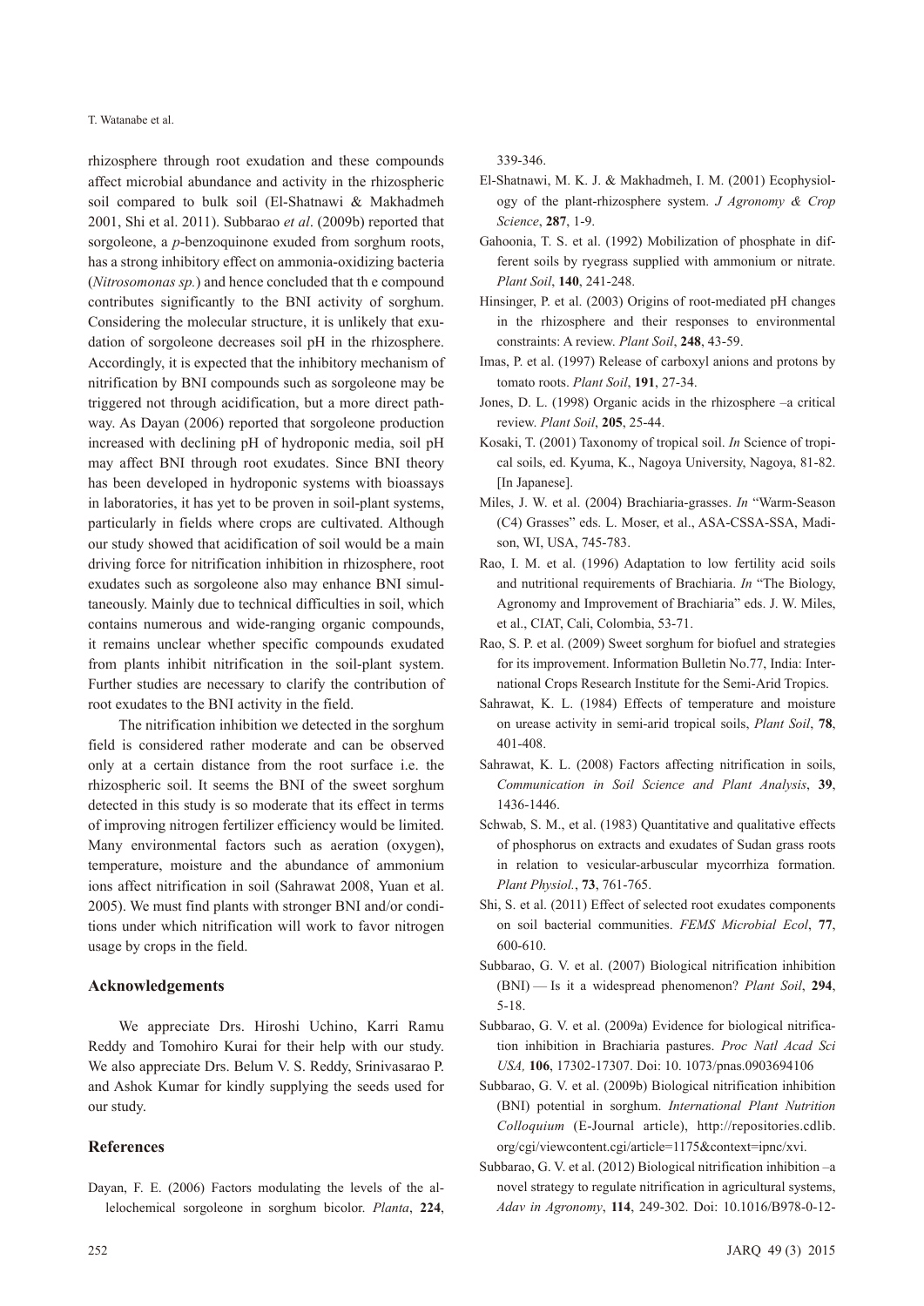rhizosphere through root exudation and these compounds affect microbial abundance and activity in the rhizospheric soil compared to bulk soil (El-Shatnawi & Makhadmeh 2001, Shi et al. 2011). Subbarao *et al*. (2009b) reported that sorgoleone, a *p*-benzoquinone exuded from sorghum roots, has a strong inhibitory effect on ammonia-oxidizing bacteria (*Nitrosomonas sp.*) and hence concluded that th e compound contributes significantly to the BNI activity of sorghum. Considering the molecular structure, it is unlikely that exudation of sorgoleone decreases soil pH in the rhizosphere. Accordingly, it is expected that the inhibitory mechanism of nitrification by BNI compounds such as sorgoleone may be triggered not through acidification, but a more direct pathway. As Dayan (2006) reported that sorgoleone production increased with declining pH of hydroponic media, soil pH may affect BNI through root exudates. Since BNI theory has been developed in hydroponic systems with bioassays in laboratories, it has yet to be proven in soil-plant systems, particularly in fields where crops are cultivated. Although our study showed that acidification of soil would be a main driving force for nitrification inhibition in rhizosphere, root exudates such as sorgoleone also may enhance BNI simultaneously. Mainly due to technical difficulties in soil, which contains numerous and wide-ranging organic compounds, it remains unclear whether specific compounds exudated from plants inhibit nitrification in the soil-plant system. Further studies are necessary to clarify the contribution of root exudates to the BNI activity in the field.

The nitrification inhibition we detected in the sorghum field is considered rather moderate and can be observed only at a certain distance from the root surface i.e. the rhizospheric soil. It seems the BNI of the sweet sorghum detected in this study is so moderate that its effect in terms of improving nitrogen fertilizer efficiency would be limited. Many environmental factors such as aeration (oxygen), temperature, moisture and the abundance of ammonium ions affect nitrification in soil (Sahrawat 2008, Yuan et al. 2005). We must find plants with stronger BNI and/or conditions under which nitrification will work to favor nitrogen usage by crops in the field.

## Acknowledgements

We appreciate Drs. Hiroshi Uchino, Karri Ramu Reddy and Tomohiro Kurai for their help with our study. We also appreciate Drs. Belum V. S. Reddy, Srinivasarao P. and Ashok Kumar for kindly supplying the seeds used for our study.

## References

Dayan, F. E. (2006) Factors modulating the levels of the allelochemical sorgoleone in sorghum bicolor. *Planta*, **224**, 339-346.

El-Shatnawi, M. K. J. & Makhadmeh, I. M. (2001) Ecophysiology of the plant-rhizosphere system. *J Agronomy & Crop Science*, **287**, 1-9.

Gahoonia, T. S. et al. (1992) Mobilization of phosphate in different soils by ryegrass supplied with ammonium or nitrate. *Plant Soil*, **140**, 241-248.

Hinsinger, P. et al. (2003) Origins of root-mediated pH changes in the rhizosphere and their responses to environmental constraints: A review. *Plant Soil*, **248**, 43-59.

Imas, P. et al. (1997) Release of carboxyl anions and protons by tomato roots. *Plant Soil*, **191**, 27-34.

Jones, D. L. (1998) Organic acids in the rhizosphere –a critical review. *Plant Soil*, **205**, 25-44.

Kosaki, T. (2001) Taxonomy of tropical soil. *In* Science of tropical soils, ed. Kyuma, K., Nagoya University, Nagoya, 81-82. [In Japanese].

Miles, J. W. et al. (2004) Brachiaria-grasses. *In* "Warm-Season (C4) Grasses" eds. L. Moser, et al., ASA-CSSA-SSA, Madison, WI, USA, 745-783.

Rao, I. M. et al. (1996) Adaptation to low fertility acid soils and nutritional requirements of Brachiaria. *In* "The Biology, Agronomy and Improvement of Brachiaria" eds. J. W. Miles, et al., CIAT, Cali, Colombia, 53-71.

Rao, S. P. et al. (2009) Sweet sorghum for biofuel and strategies for its improvement. Information Bulletin No.77, India: International Crops Research Institute for the Semi-Arid Tropics.

Sahrawat, K. L. (1984) Effects of temperature and moisture on urease activity in semi-arid tropical soils, *Plant Soil*, **78**, 401-408.

Sahrawat, K. L. (2008) Factors affecting nitrification in soils, *Communication in Soil Science and Plant Analysis*, **39**, 1436-1446.

Schwab, S. M., et al. (1983) Quantitative and qualitative effects of phosphorus on extracts and exudates of Sudan grass roots in relation to vesicular-arbuscular mycorrhiza formation. *Plant Physiol.*, **73**, 761-765.

Shi, S. et al. (2011) Effect of selected root exudates components on soil bacterial communities. *FEMS Microbial Ecol*, **77**, 600-610.

Subbarao, G. V. et al. (2007) Biological nitrification inhibition (BNI) — Is it a widespread phenomenon? *Plant Soil*, **294**, 5-18.

Subbarao, G. V. et al. (2009a) Evidence for biological nitrification inhibition in Brachiaria pastures. *Proc Natl Acad Sci USA,* **106**, 17302-17307. Doi: 10. 1073/pnas.0903694106

Subbarao, G. V. et al. (2009b) Biological nitrification inhibition (BNI) potential in sorghum. *International Plant Nutrition Colloquium* (E-Journal article), http://repositories.cdlib.org/cgi/viewcontent.cgi/article=1175&context=ipnc/xvi.

Subbarao, G. V. et al. (2012) Biological nitrification inhibition –a novel strategy to regulate nitrification in agricultural systems, *Adav in Agronomy*, **114**, 249-302. Doi: 10.1016/B978-0-12-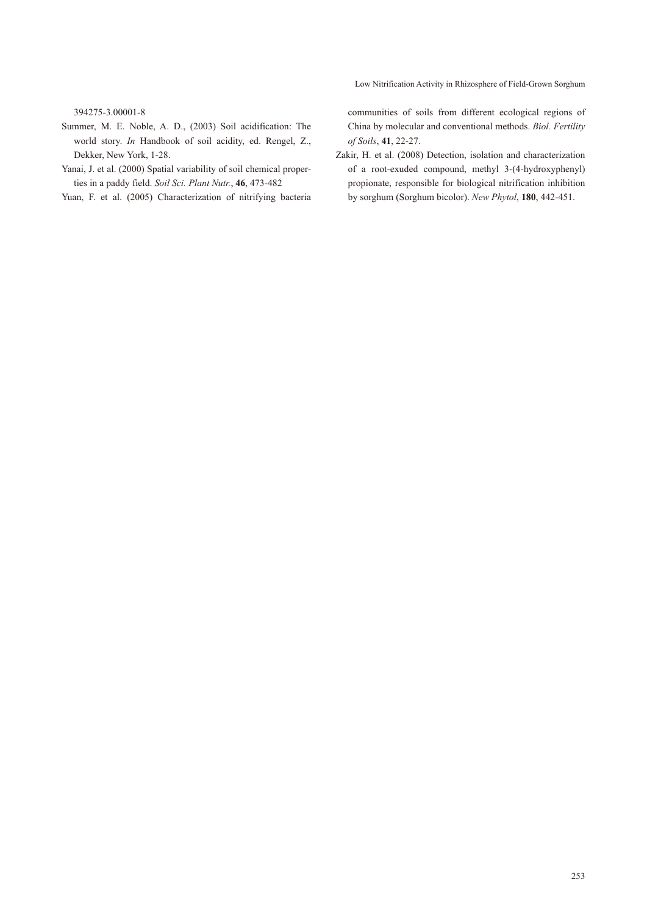394275-3.00001-8

Summer, M. E. Noble, A. D., (2003) Soil acidification: The world story. *In* Handbook of soil acidity, ed. Rengel, Z., Dekker, New York, 1-28.

Yanai, J. et al. (2000) Spatial variability of soil chemical properties in a paddy field. *Soil Sci. Plant Nutr.*, **46**, 473-482

Yuan, F. et al. (2005) Characterization of nitrifying bacteria communities of soils from different ecological regions of China by molecular and conventional methods. *Biol. Fertility of Soils*, **41**, 22-27.

Zakir, H. et al. (2008) Detection, isolation and characterization of a root-exuded compound, methyl 3-(4-hydroxyphenyl) propionate, responsible for biological nitrification inhibition by sorghum (Sorghum bicolor). *New Phytol*, **180**, 442-451.